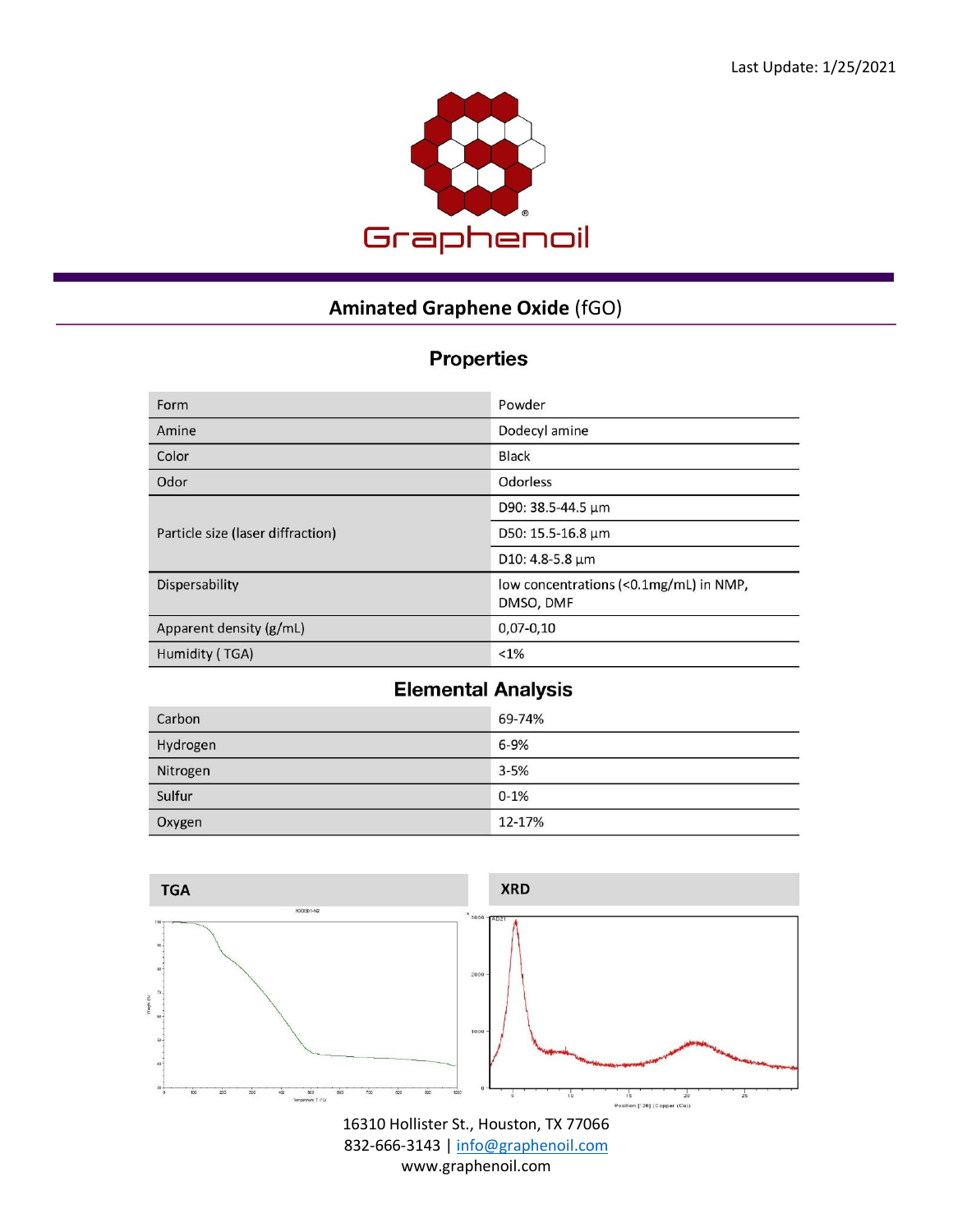Last Update: 1/25/2021

Graphenoil

# Aminated Graphene Oxide (fGO)

## Properties

| Property | Value |
|---|---|
| Form | Powder |
| Amine | Dodecyl amine |
| Color | Black |
| Odor | Odorless |
| Particle size (laser diffraction) | D90: 38.5-44.5 µm |
| | D50: 15.5-16.8 µm |
| | D10: 4.8-5.8 µm |
| Dispersability | low concentrations (<0.1mg/mL) in NMP, DMSO, DMF |
| Apparent density (g/mL) | 0,07-0,10 |
| Humidity ( TGA) | <1% |

## Elemental Analysis

| Element | Value |
|---|---|
| Carbon | 69-74% |
| Hydrogen | 6-9% |
| Nitrogen | 3-5% |
| Sulfur | 0-1% |
| Oxygen | 12-17% |

| TGA | XRD |
|---|---|

16310 Hollister St., Houston, TX 77066
832-666-3143 | info@graphenoil.com
www.graphenoil.com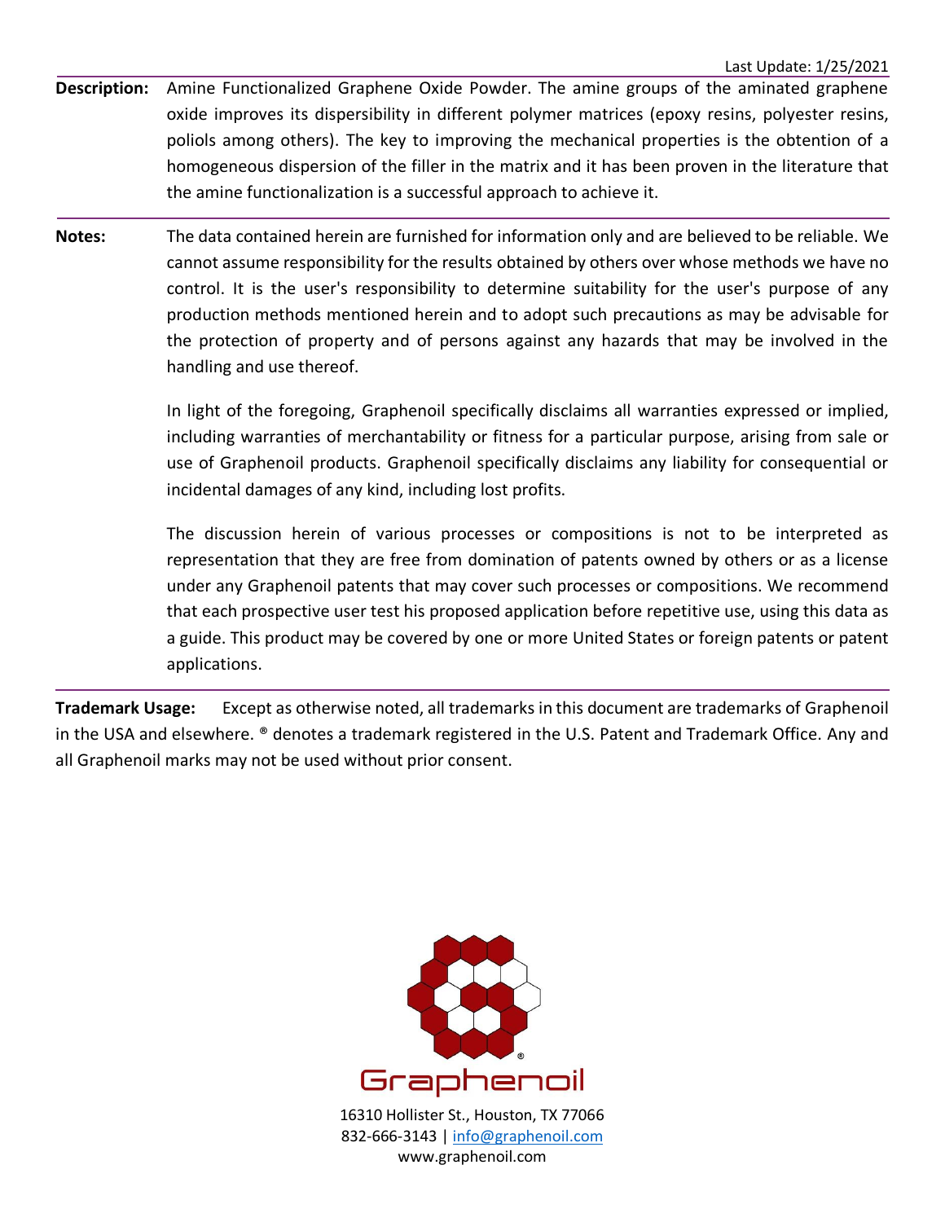Last Update: 1/25/2021

**Description:** Amine Functionalized Graphene Oxide Powder. The amine groups of the aminated graphene oxide improves its dispersibility in different polymer matrices (epoxy resins, polyester resins, poliols among others). The key to improving the mechanical properties is the obtention of a homogeneous dispersion of the filler in the matrix and it has been proven in the literature that the amine functionalization is a successful approach to achieve it.

**Notes:** The data contained herein are furnished for information only and are believed to be reliable. We cannot assume responsibility for the results obtained by others over whose methods we have no control. It is the user's responsibility to determine suitability for the user's purpose of any production methods mentioned herein and to adopt such precautions as may be advisable for the protection of property and of persons against any hazards that may be involved in the handling and use thereof.

In light of the foregoing, Graphenoil specifically disclaims all warranties expressed or implied, including warranties of merchantability or fitness for a particular purpose, arising from sale or use of Graphenoil products. Graphenoil specifically disclaims any liability for consequential or incidental damages of any kind, including lost profits.

The discussion herein of various processes or compositions is not to be interpreted as representation that they are free from domination of patents owned by others or as a license under any Graphenoil patents that may cover such processes or compositions. We recommend that each prospective user test his proposed application before repetitive use, using this data as a guide. This product may be covered by one or more United States or foreign patents or patent applications.

**Trademark Usage:** Except as otherwise noted, all trademarks in this document are trademarks of Graphenoil in the USA and elsewhere. ® denotes a trademark registered in the U.S. Patent and Trademark Office. Any and all Graphenoil marks may not be used without prior consent.

Graphenoil®

16310 Hollister St., Houston, TX 77066
832-666-3143 | info@graphenoil.com
www.graphenoil.com